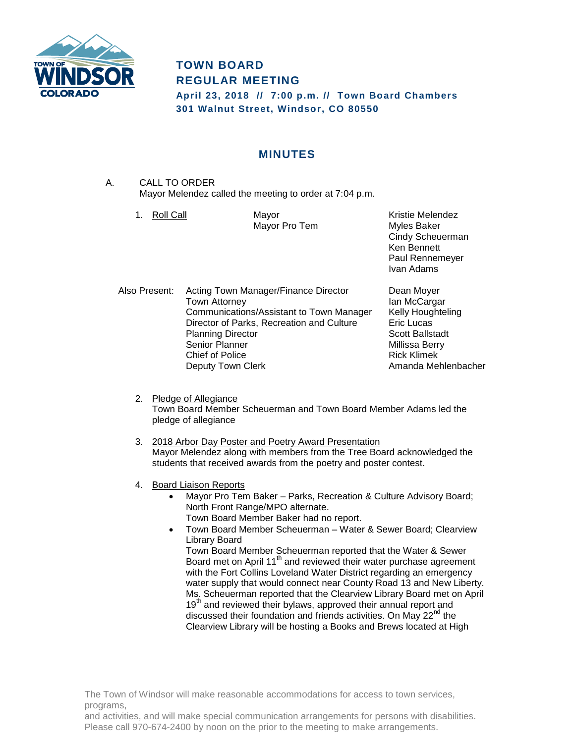# TOWN BOARD
# REGULAR MEETING

**April 23, 2018 // 7:00 p.m. // Town Board Chambers**
**301 Walnut Street, Windsor, CO 80550**

## MINUTES

A. CALL TO ORDER
Mayor Melendez called the meeting to order at 7:04 p.m.

1. Roll Call

| | | |
|---|---|---|
| | Mayor | Kristie Melendez |
| | Mayor Pro Tem | Myles Baker |
| | | Cindy Scheuerman |
| | | Ken Bennett |
| | | Paul Rennemeyer |
| | | Ivan Adams |

| Also Present: | | |
|---|---|---|
| | Acting Town Manager/Finance Director | Dean Moyer |
| | Town Attorney | Ian McCargar |
| | Communications/Assistant to Town Manager | Kelly Houghteling |
| | Director of Parks, Recreation and Culture | Eric Lucas |
| | Planning Director | Scott Ballstadt |
| | Senior Planner | Millissa Berry |
| | Chief of Police | Rick Klimek |
| | Deputy Town Clerk | Amanda Mehlenbacher |

2. Pledge of Allegiance
Town Board Member Scheuerman and Town Board Member Adams led the pledge of allegiance

3. 2018 Arbor Day Poster and Poetry Award Presentation
Mayor Melendez along with members from the Tree Board acknowledged the students that received awards from the poetry and poster contest.

4. Board Liaison Reports
   - Mayor Pro Tem Baker – Parks, Recreation & Culture Advisory Board; North Front Range/MPO alternate.
     Town Board Member Baker had no report.
   - Town Board Member Scheuerman – Water & Sewer Board; Clearview Library Board
     Town Board Member Scheuerman reported that the Water & Sewer Board met on April 11th and reviewed their water purchase agreement with the Fort Collins Loveland Water District regarding an emergency water supply that would connect near County Road 13 and New Liberty. Ms. Scheuerman reported that the Clearview Library Board met on April 19th and reviewed their bylaws, approved their annual report and discussed their foundation and friends activities. On May 22nd the Clearview Library will be hosting a Books and Brews located at High

The Town of Windsor will make reasonable accommodations for access to town services, programs, and activities, and will make special communication arrangements for persons with disabilities. Please call 970-674-2400 by noon on the prior to the meeting to make arrangements.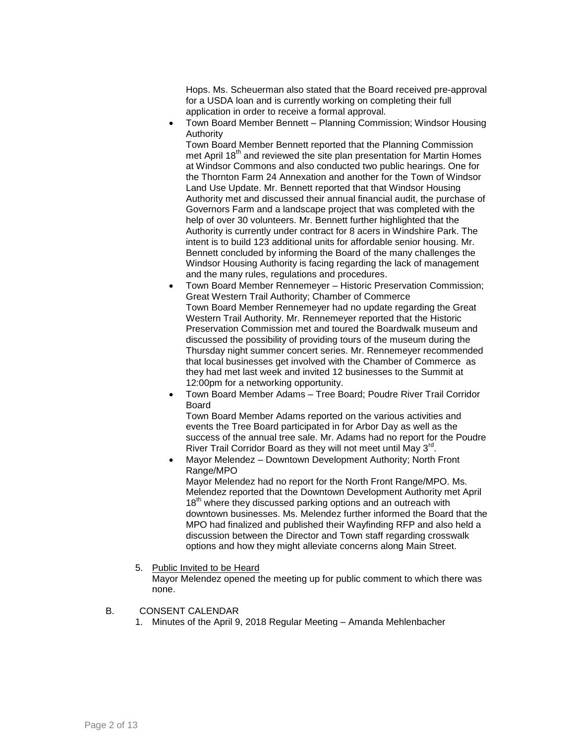Hops. Ms. Scheuerman also stated that the Board received pre-approval for a USDA loan and is currently working on completing their full application in order to receive a formal approval.

- Town Board Member Bennett – Planning Commission; Windsor Housing Authority
  Town Board Member Bennett reported that the Planning Commission met April 18th and reviewed the site plan presentation for Martin Homes at Windsor Commons and also conducted two public hearings. One for the Thornton Farm 24 Annexation and another for the Town of Windsor Land Use Update. Mr. Bennett reported that that Windsor Housing Authority met and discussed their annual financial audit, the purchase of Governors Farm and a landscape project that was completed with the help of over 30 volunteers. Mr. Bennett further highlighted that the Authority is currently under contract for 8 acers in Windshire Park. The intent is to build 123 additional units for affordable senior housing. Mr. Bennett concluded by informing the Board of the many challenges the Windsor Housing Authority is facing regarding the lack of management and the many rules, regulations and procedures.
- Town Board Member Rennemeyer – Historic Preservation Commission; Great Western Trail Authority; Chamber of Commerce
  Town Board Member Rennemeyer had no update regarding the Great Western Trail Authority. Mr. Rennemeyer reported that the Historic Preservation Commission met and toured the Boardwalk museum and discussed the possibility of providing tours of the museum during the Thursday night summer concert series. Mr. Rennemeyer recommended that local businesses get involved with the Chamber of Commerce as they had met last week and invited 12 businesses to the Summit at 12:00pm for a networking opportunity.
- Town Board Member Adams – Tree Board; Poudre River Trail Corridor Board
  Town Board Member Adams reported on the various activities and events the Tree Board participated in for Arbor Day as well as the success of the annual tree sale. Mr. Adams had no report for the Poudre River Trail Corridor Board as they will not meet until May 3rd.
- Mayor Melendez – Downtown Development Authority; North Front Range/MPO
  Mayor Melendez had no report for the North Front Range/MPO. Ms. Melendez reported that the Downtown Development Authority met April 18th where they discussed parking options and an outreach with downtown businesses. Ms. Melendez further informed the Board that the MPO had finalized and published their Wayfinding RFP and also held a discussion between the Director and Town staff regarding crosswalk options and how they might alleviate concerns along Main Street.

5. Public Invited to be Heard
   Mayor Melendez opened the meeting up for public comment to which there was none.

B. CONSENT CALENDAR

1. Minutes of the April 9, 2018 Regular Meeting – Amanda Mehlenbacher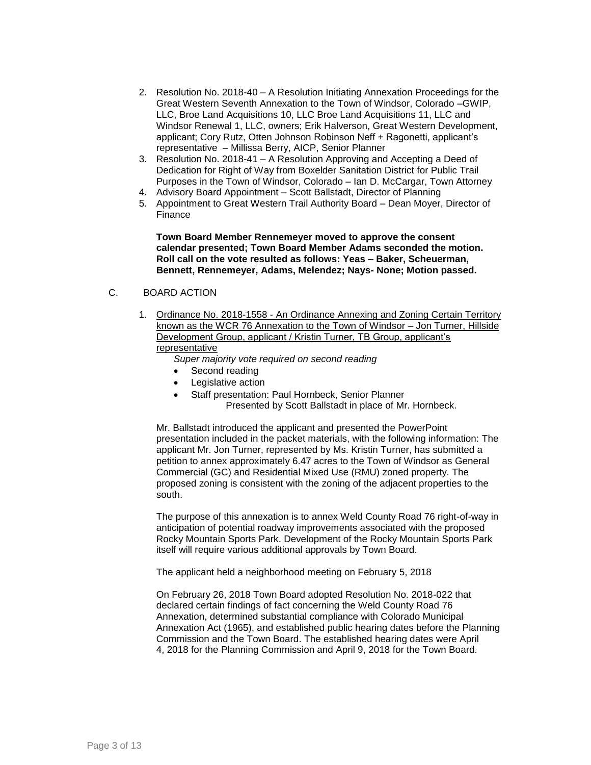2. Resolution No. 2018-40 – A Resolution Initiating Annexation Proceedings for the Great Western Seventh Annexation to the Town of Windsor, Colorado –GWIP, LLC, Broe Land Acquisitions 10, LLC Broe Land Acquisitions 11, LLC and Windsor Renewal 1, LLC, owners; Erik Halverson, Great Western Development, applicant; Cory Rutz, Otten Johnson Robinson Neff + Ragonetti, applicant's representative – Millissa Berry, AICP, Senior Planner
3. Resolution No. 2018-41 – A Resolution Approving and Accepting a Deed of Dedication for Right of Way from Boxelder Sanitation District for Public Trail Purposes in the Town of Windsor, Colorado – Ian D. McCargar, Town Attorney
4. Advisory Board Appointment – Scott Ballstadt, Director of Planning
5. Appointment to Great Western Trail Authority Board – Dean Moyer, Director of Finance

**Town Board Member Rennemeyer moved to approve the consent calendar presented; Town Board Member Adams seconded the motion. Roll call on the vote resulted as follows: Yeas – Baker, Scheuerman, Bennett, Rennemeyer, Adams, Melendez; Nays- None; Motion passed.**

C. BOARD ACTION

1. Ordinance No. 2018-1558 - An Ordinance Annexing and Zoning Certain Territory known as the WCR 76 Annexation to the Town of Windsor – Jon Turner, Hillside Development Group, applicant / Kristin Turner, TB Group, applicant's representative

   *Super majority vote required on second reading*

   - Second reading
   - Legislative action
   - Staff presentation: Paul Hornbeck, Senior Planner
     Presented by Scott Ballstadt in place of Mr. Hornbeck.

   Mr. Ballstadt introduced the applicant and presented the PowerPoint presentation included in the packet materials, with the following information: The applicant Mr. Jon Turner, represented by Ms. Kristin Turner, has submitted a petition to annex approximately 6.47 acres to the Town of Windsor as General Commercial (GC) and Residential Mixed Use (RMU) zoned property. The proposed zoning is consistent with the zoning of the adjacent properties to the south.

   The purpose of this annexation is to annex Weld County Road 76 right-of-way in anticipation of potential roadway improvements associated with the proposed Rocky Mountain Sports Park. Development of the Rocky Mountain Sports Park itself will require various additional approvals by Town Board.

   The applicant held a neighborhood meeting on February 5, 2018

   On February 26, 2018 Town Board adopted Resolution No. 2018-022 that declared certain findings of fact concerning the Weld County Road 76 Annexation, determined substantial compliance with Colorado Municipal Annexation Act (1965), and established public hearing dates before the Planning Commission and the Town Board. The established hearing dates were April 4, 2018 for the Planning Commission and April 9, 2018 for the Town Board.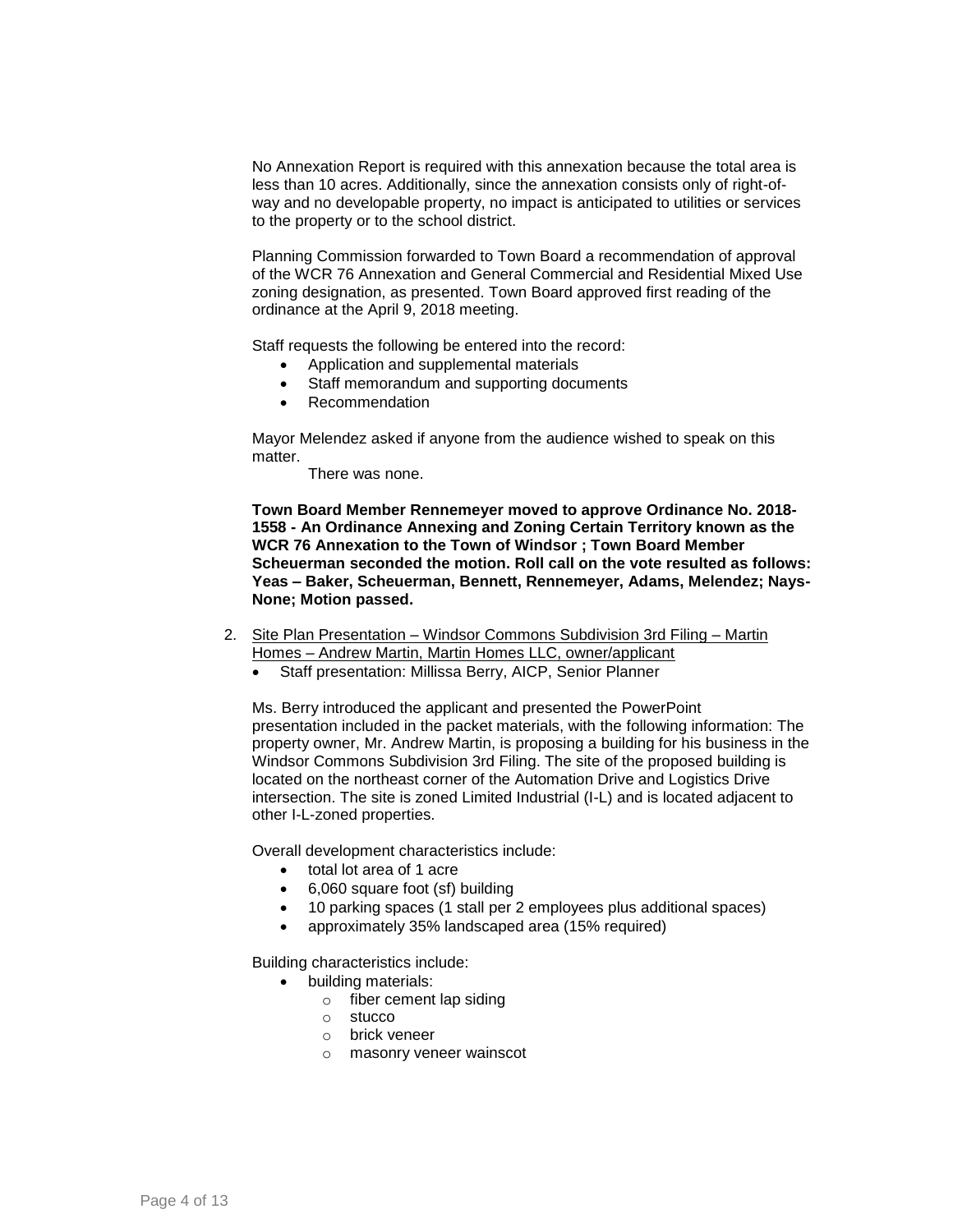No Annexation Report is required with this annexation because the total area is less than 10 acres. Additionally, since the annexation consists only of right-of-way and no developable property, no impact is anticipated to utilities or services to the property or to the school district.

Planning Commission forwarded to Town Board a recommendation of approval of the WCR 76 Annexation and General Commercial and Residential Mixed Use zoning designation, as presented. Town Board approved first reading of the ordinance at the April 9, 2018 meeting.

Staff requests the following be entered into the record:

- Application and supplemental materials
- Staff memorandum and supporting documents
- Recommendation

Mayor Melendez asked if anyone from the audience wished to speak on this matter.

There was none.

**Town Board Member Rennemeyer moved to approve Ordinance No. 2018-1558 - An Ordinance Annexing and Zoning Certain Territory known as the WCR 76 Annexation to the Town of Windsor ; Town Board Member Scheuerman seconded the motion. Roll call on the vote resulted as follows: Yeas – Baker, Scheuerman, Bennett, Rennemeyer, Adams, Melendez; Nays-None; Motion passed.**

2. <u>Site Plan Presentation – Windsor Commons Subdivision 3rd Filing – Martin Homes – Andrew Martin, Martin Homes LLC, owner/applicant</u>
   - Staff presentation: Millissa Berry, AICP, Senior Planner

   Ms. Berry introduced the applicant and presented the PowerPoint presentation included in the packet materials, with the following information: The property owner, Mr. Andrew Martin, is proposing a building for his business in the Windsor Commons Subdivision 3rd Filing. The site of the proposed building is located on the northeast corner of the Automation Drive and Logistics Drive intersection. The site is zoned Limited Industrial (I-L) and is located adjacent to other I-L-zoned properties.

   Overall development characteristics include:

   - total lot area of 1 acre
   - 6,060 square foot (sf) building
   - 10 parking spaces (1 stall per 2 employees plus additional spaces)
   - approximately 35% landscaped area (15% required)

   Building characteristics include:

   - building materials:
     - fiber cement lap siding
     - stucco
     - brick veneer
     - masonry veneer wainscot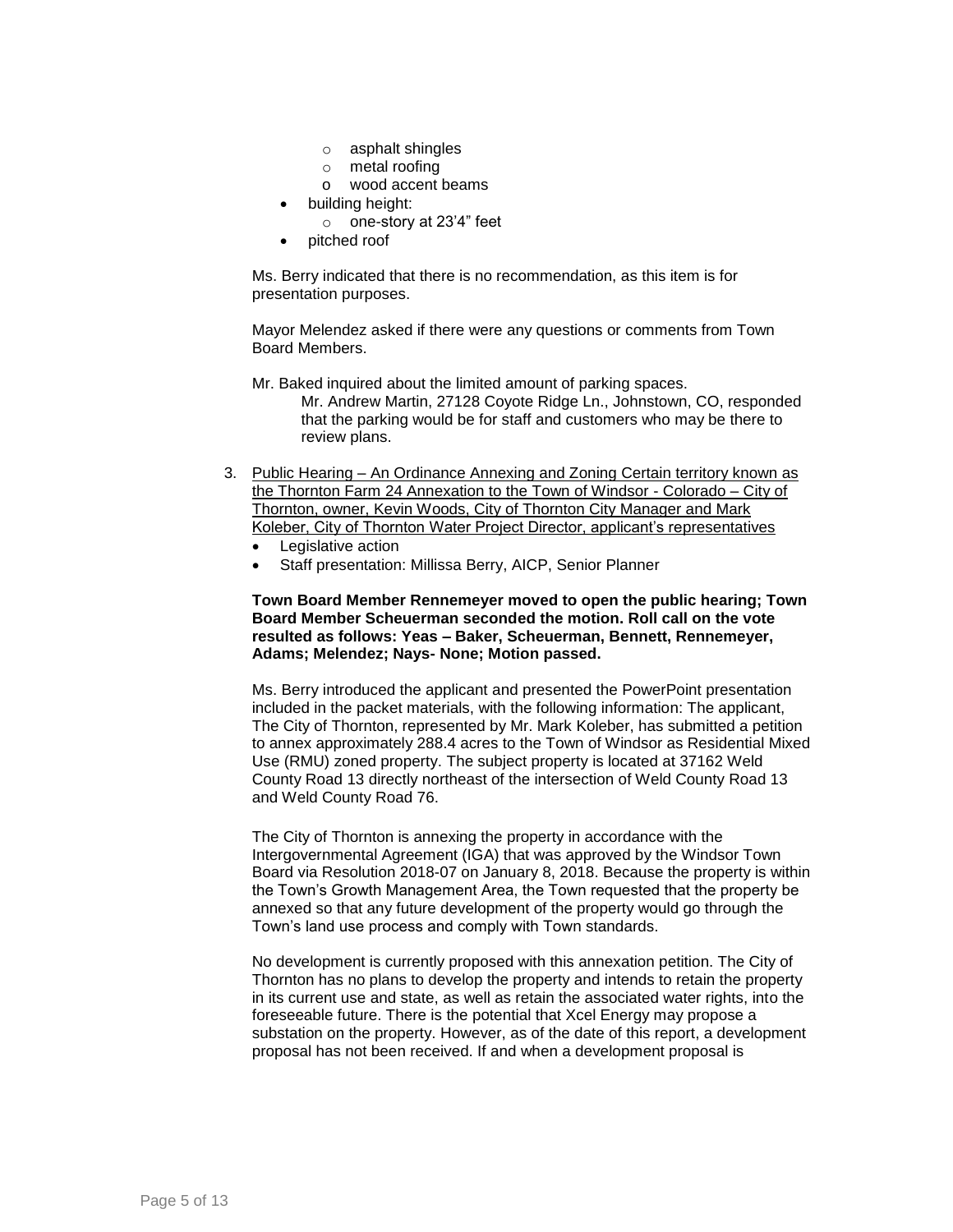- asphalt shingles
  - metal roofing
  - wood accent beams
- building height:
  - one-story at 23'4" feet
- pitched roof

Ms. Berry indicated that there is no recommendation, as this item is for presentation purposes.

Mayor Melendez asked if there were any questions or comments from Town Board Members.

Mr. Baked inquired about the limited amount of parking spaces.

> Mr. Andrew Martin, 27128 Coyote Ridge Ln., Johnstown, CO, responded that the parking would be for staff and customers who may be there to review plans.

3. <u>Public Hearing – An Ordinance Annexing and Zoning Certain territory known as the Thornton Farm 24 Annexation to the Town of Windsor - Colorado – City of Thornton, owner, Kevin Woods, City of Thornton City Manager and Mark Koleber, City of Thornton Water Project Director, applicant's representatives</u>
   - Legislative action
   - Staff presentation: Millissa Berry, AICP, Senior Planner

   **Town Board Member Rennemeyer moved to open the public hearing; Town Board Member Scheuerman seconded the motion. Roll call on the vote resulted as follows: Yeas – Baker, Scheuerman, Bennett, Rennemeyer, Adams; Melendez; Nays- None; Motion passed.**

   Ms. Berry introduced the applicant and presented the PowerPoint presentation included in the packet materials, with the following information: The applicant, The City of Thornton, represented by Mr. Mark Koleber, has submitted a petition to annex approximately 288.4 acres to the Town of Windsor as Residential Mixed Use (RMU) zoned property. The subject property is located at 37162 Weld County Road 13 directly northeast of the intersection of Weld County Road 13 and Weld County Road 76.

   The City of Thornton is annexing the property in accordance with the Intergovernmental Agreement (IGA) that was approved by the Windsor Town Board via Resolution 2018-07 on January 8, 2018. Because the property is within the Town's Growth Management Area, the Town requested that the property be annexed so that any future development of the property would go through the Town's land use process and comply with Town standards.

   No development is currently proposed with this annexation petition. The City of Thornton has no plans to develop the property and intends to retain the property in its current use and state, as well as retain the associated water rights, into the foreseeable future. There is the potential that Xcel Energy may propose a substation on the property. However, as of the date of this report, a development proposal has not been received. If and when a development proposal is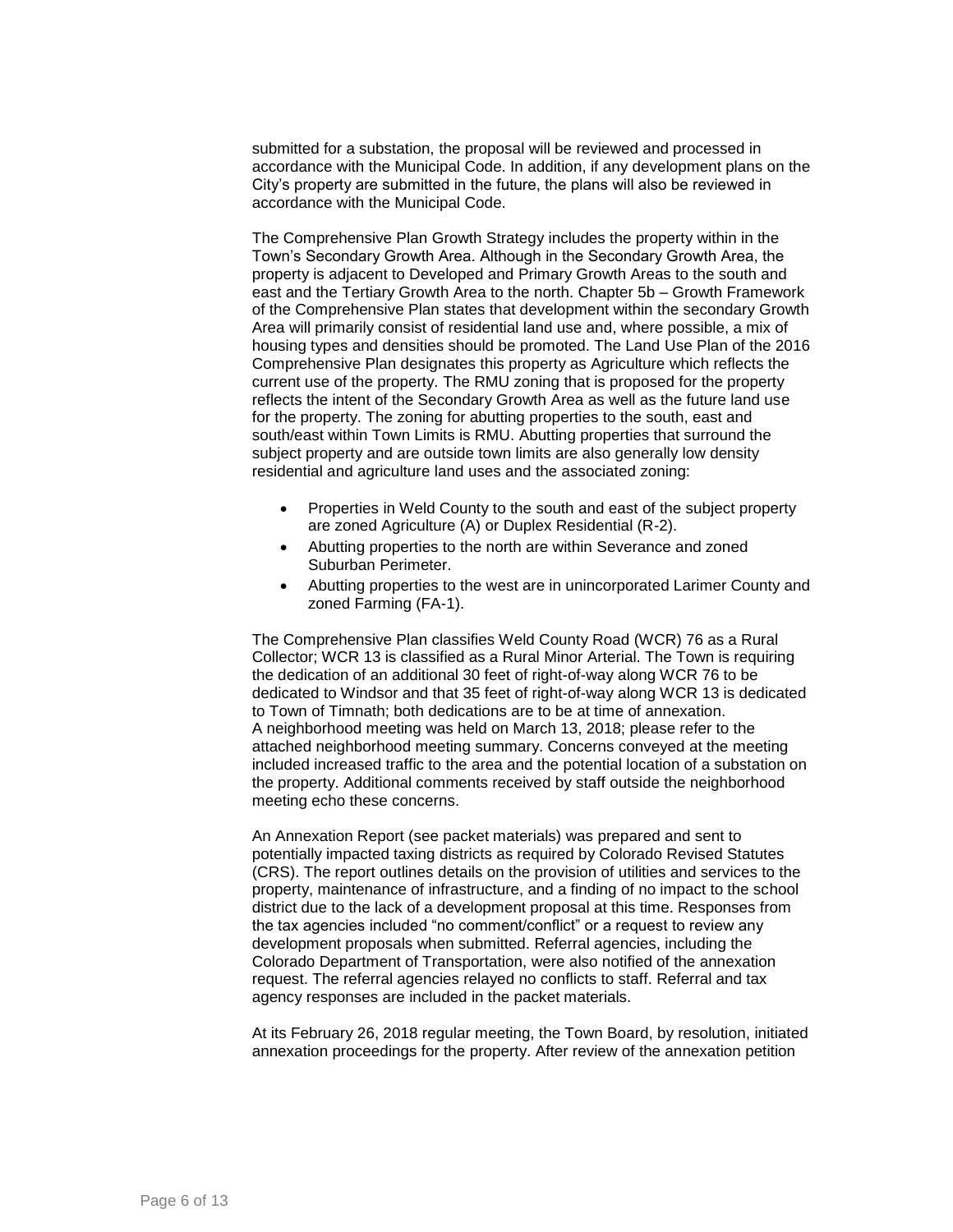submitted for a substation, the proposal will be reviewed and processed in accordance with the Municipal Code. In addition, if any development plans on the City's property are submitted in the future, the plans will also be reviewed in accordance with the Municipal Code.

The Comprehensive Plan Growth Strategy includes the property within in the Town's Secondary Growth Area. Although in the Secondary Growth Area, the property is adjacent to Developed and Primary Growth Areas to the south and east and the Tertiary Growth Area to the north. Chapter 5b – Growth Framework of the Comprehensive Plan states that development within the secondary Growth Area will primarily consist of residential land use and, where possible, a mix of housing types and densities should be promoted. The Land Use Plan of the 2016 Comprehensive Plan designates this property as Agriculture which reflects the current use of the property. The RMU zoning that is proposed for the property reflects the intent of the Secondary Growth Area as well as the future land use for the property. The zoning for abutting properties to the south, east and south/east within Town Limits is RMU. Abutting properties that surround the subject property and are outside town limits are also generally low density residential and agriculture land uses and the associated zoning:

- Properties in Weld County to the south and east of the subject property are zoned Agriculture (A) or Duplex Residential (R-2).
- Abutting properties to the north are within Severance and zoned Suburban Perimeter.
- Abutting properties to the west are in unincorporated Larimer County and zoned Farming (FA-1).

The Comprehensive Plan classifies Weld County Road (WCR) 76 as a Rural Collector; WCR 13 is classified as a Rural Minor Arterial. The Town is requiring the dedication of an additional 30 feet of right-of-way along WCR 76 to be dedicated to Windsor and that 35 feet of right-of-way along WCR 13 is dedicated to Town of Timnath; both dedications are to be at time of annexation.
A neighborhood meeting was held on March 13, 2018; please refer to the attached neighborhood meeting summary. Concerns conveyed at the meeting included increased traffic to the area and the potential location of a substation on the property. Additional comments received by staff outside the neighborhood meeting echo these concerns.

An Annexation Report (see packet materials) was prepared and sent to potentially impacted taxing districts as required by Colorado Revised Statutes (CRS). The report outlines details on the provision of utilities and services to the property, maintenance of infrastructure, and a finding of no impact to the school district due to the lack of a development proposal at this time. Responses from the tax agencies included "no comment/conflict" or a request to review any development proposals when submitted. Referral agencies, including the Colorado Department of Transportation, were also notified of the annexation request. The referral agencies relayed no conflicts to staff. Referral and tax agency responses are included in the packet materials.

At its February 26, 2018 regular meeting, the Town Board, by resolution, initiated annexation proceedings for the property. After review of the annexation petition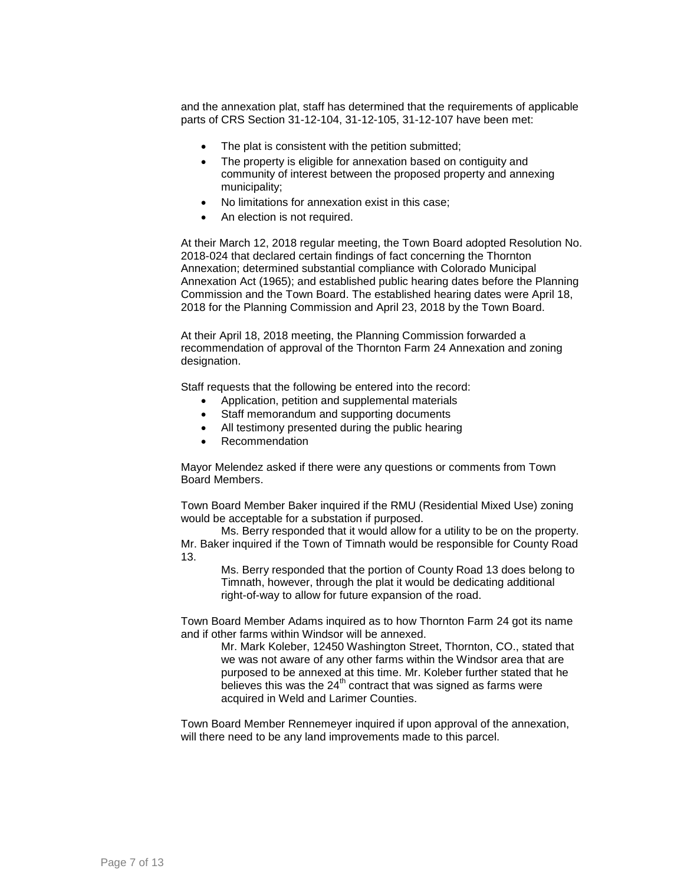and the annexation plat, staff has determined that the requirements of applicable parts of CRS Section 31-12-104, 31-12-105, 31-12-107 have been met:

- The plat is consistent with the petition submitted;
- The property is eligible for annexation based on contiguity and community of interest between the proposed property and annexing municipality;
- No limitations for annexation exist in this case;
- An election is not required.

At their March 12, 2018 regular meeting, the Town Board adopted Resolution No. 2018-024 that declared certain findings of fact concerning the Thornton Annexation; determined substantial compliance with Colorado Municipal Annexation Act (1965); and established public hearing dates before the Planning Commission and the Town Board. The established hearing dates were April 18, 2018 for the Planning Commission and April 23, 2018 by the Town Board.

At their April 18, 2018 meeting, the Planning Commission forwarded a recommendation of approval of the Thornton Farm 24 Annexation and zoning designation.

Staff requests that the following be entered into the record:

- Application, petition and supplemental materials
- Staff memorandum and supporting documents
- All testimony presented during the public hearing
- Recommendation

Mayor Melendez asked if there were any questions or comments from Town Board Members.

Town Board Member Baker inquired if the RMU (Residential Mixed Use) zoning would be acceptable for a substation if purposed.

Ms. Berry responded that it would allow for a utility to be on the property. Mr. Baker inquired if the Town of Timnath would be responsible for County Road 13.

> Ms. Berry responded that the portion of County Road 13 does belong to Timnath, however, through the plat it would be dedicating additional right-of-way to allow for future expansion of the road.

Town Board Member Adams inquired as to how Thornton Farm 24 got its name and if other farms within Windsor will be annexed.

> Mr. Mark Koleber, 12450 Washington Street, Thornton, CO., stated that we was not aware of any other farms within the Windsor area that are purposed to be annexed at this time. Mr. Koleber further stated that he believes this was the 24th contract that was signed as farms were acquired in Weld and Larimer Counties.

Town Board Member Rennemeyer inquired if upon approval of the annexation, will there need to be any land improvements made to this parcel.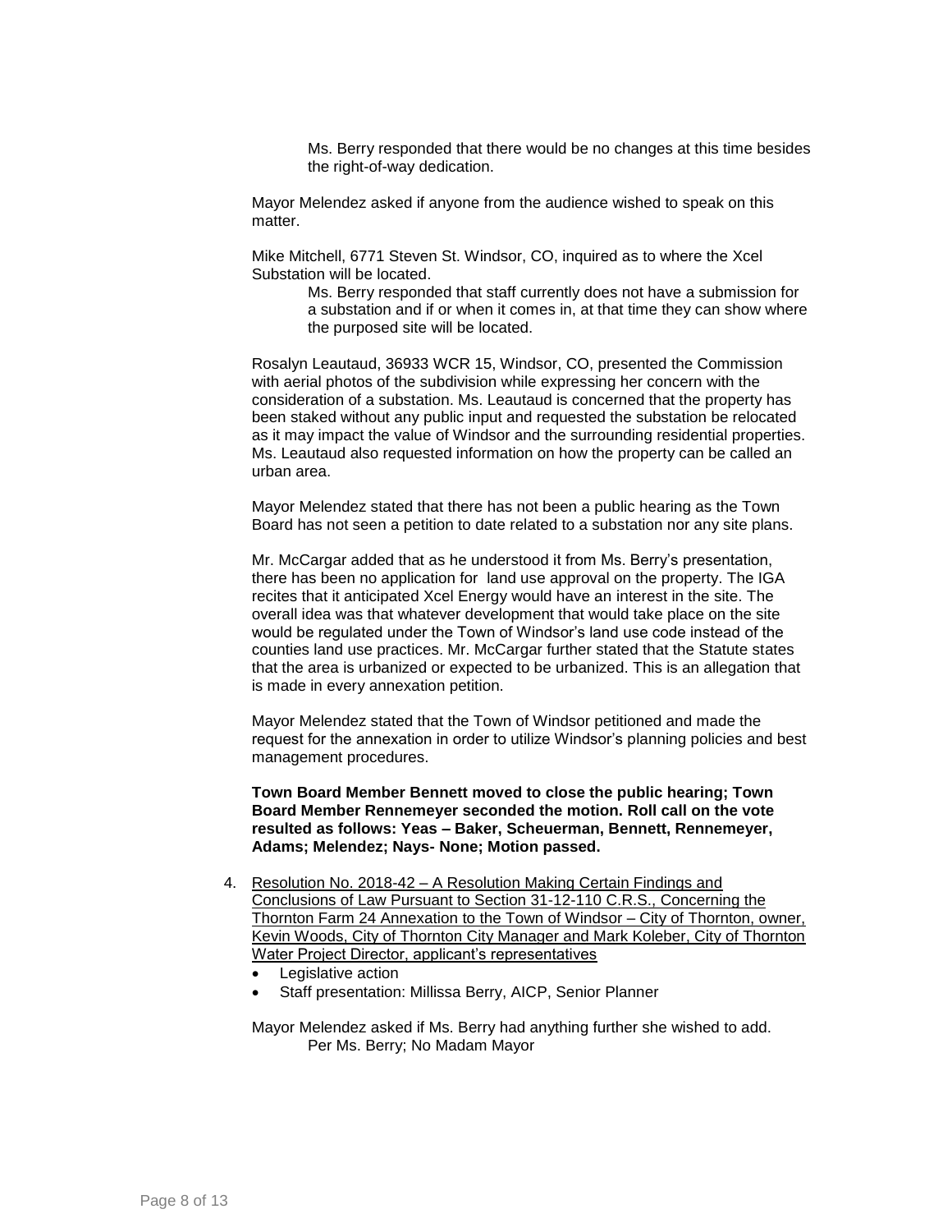Ms. Berry responded that there would be no changes at this time besides the right-of-way dedication.

Mayor Melendez asked if anyone from the audience wished to speak on this matter.

Mike Mitchell, 6771 Steven St. Windsor, CO, inquired as to where the Xcel Substation will be located.

Ms. Berry responded that staff currently does not have a submission for a substation and if or when it comes in, at that time they can show where the purposed site will be located.

Rosalyn Leautaud, 36933 WCR 15, Windsor, CO, presented the Commission with aerial photos of the subdivision while expressing her concern with the consideration of a substation. Ms. Leautaud is concerned that the property has been staked without any public input and requested the substation be relocated as it may impact the value of Windsor and the surrounding residential properties. Ms. Leautaud also requested information on how the property can be called an urban area.

Mayor Melendez stated that there has not been a public hearing as the Town Board has not seen a petition to date related to a substation nor any site plans.

Mr. McCargar added that as he understood it from Ms. Berry's presentation, there has been no application for land use approval on the property. The IGA recites that it anticipated Xcel Energy would have an interest in the site. The overall idea was that whatever development that would take place on the site would be regulated under the Town of Windsor's land use code instead of the counties land use practices. Mr. McCargar further stated that the Statute states that the area is urbanized or expected to be urbanized. This is an allegation that is made in every annexation petition.

Mayor Melendez stated that the Town of Windsor petitioned and made the request for the annexation in order to utilize Windsor's planning policies and best management procedures.

**Town Board Member Bennett moved to close the public hearing; Town Board Member Rennemeyer seconded the motion. Roll call on the vote resulted as follows: Yeas – Baker, Scheuerman, Bennett, Rennemeyer, Adams; Melendez; Nays- None; Motion passed.**

4. Resolution No. 2018-42 – A Resolution Making Certain Findings and Conclusions of Law Pursuant to Section 31-12-110 C.R.S., Concerning the Thornton Farm 24 Annexation to the Town of Windsor – City of Thornton, owner, Kevin Woods, City of Thornton City Manager and Mark Koleber, City of Thornton Water Project Director, applicant's representatives
   - Legislative action
   - Staff presentation: Millissa Berry, AICP, Senior Planner

   Mayor Melendez asked if Ms. Berry had anything further she wished to add.

   Per Ms. Berry; No Madam Mayor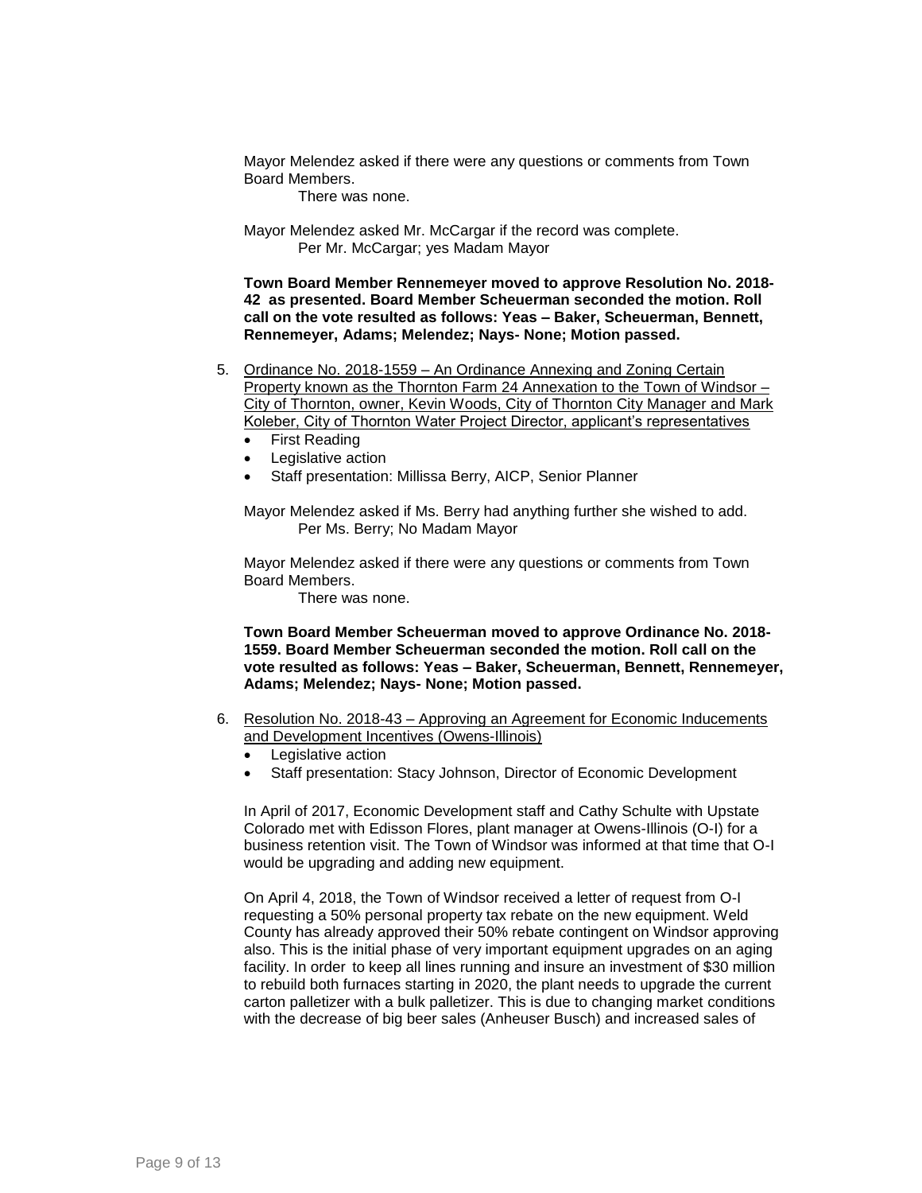Mayor Melendez asked if there were any questions or comments from Town Board Members.

There was none.

Mayor Melendez asked Mr. McCargar if the record was complete.

Per Mr. McCargar; yes Madam Mayor

**Town Board Member Rennemeyer moved to approve Resolution No. 2018-42 as presented. Board Member Scheuerman seconded the motion. Roll call on the vote resulted as follows: Yeas – Baker, Scheuerman, Bennett, Rennemeyer, Adams; Melendez; Nays- None; Motion passed.**

5. Ordinance No. 2018-1559 – An Ordinance Annexing and Zoning Certain Property known as the Thornton Farm 24 Annexation to the Town of Windsor – City of Thornton, owner, Kevin Woods, City of Thornton City Manager and Mark Koleber, City of Thornton Water Project Director, applicant's representatives
   - First Reading
   - Legislative action
   - Staff presentation: Millissa Berry, AICP, Senior Planner

   Mayor Melendez asked if Ms. Berry had anything further she wished to add.

   Per Ms. Berry; No Madam Mayor

   Mayor Melendez asked if there were any questions or comments from Town Board Members.

   There was none.

   **Town Board Member Scheuerman moved to approve Ordinance No. 2018-1559. Board Member Scheuerman seconded the motion. Roll call on the vote resulted as follows: Yeas – Baker, Scheuerman, Bennett, Rennemeyer, Adams; Melendez; Nays- None; Motion passed.**

6. Resolution No. 2018-43 – Approving an Agreement for Economic Inducements and Development Incentives (Owens-Illinois)
   - Legislative action
   - Staff presentation: Stacy Johnson, Director of Economic Development

   In April of 2017, Economic Development staff and Cathy Schulte with Upstate Colorado met with Edisson Flores, plant manager at Owens-Illinois (O-I) for a business retention visit. The Town of Windsor was informed at that time that O-I would be upgrading and adding new equipment.

   On April 4, 2018, the Town of Windsor received a letter of request from O-I requesting a 50% personal property tax rebate on the new equipment. Weld County has already approved their 50% rebate contingent on Windsor approving also. This is the initial phase of very important equipment upgrades on an aging facility. In order to keep all lines running and insure an investment of $30 million to rebuild both furnaces starting in 2020, the plant needs to upgrade the current carton palletizer with a bulk palletizer. This is due to changing market conditions with the decrease of big beer sales (Anheuser Busch) and increased sales of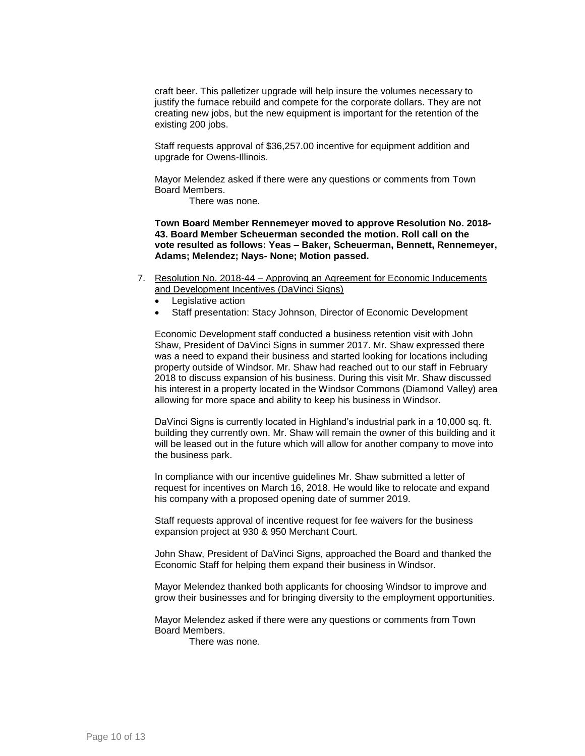craft beer. This palletizer upgrade will help insure the volumes necessary to justify the furnace rebuild and compete for the corporate dollars. They are not creating new jobs, but the new equipment is important for the retention of the existing 200 jobs.

Staff requests approval of $36,257.00 incentive for equipment addition and upgrade for Owens-Illinois.

Mayor Melendez asked if there were any questions or comments from Town Board Members.

There was none.

**Town Board Member Rennemeyer moved to approve Resolution No. 2018-43. Board Member Scheuerman seconded the motion. Roll call on the vote resulted as follows: Yeas – Baker, Scheuerman, Bennett, Rennemeyer, Adams; Melendez; Nays- None; Motion passed.**

7. <u>Resolution No. 2018-44 – Approving an Agreement for Economic Inducements and Development Incentives (DaVinci Signs)</u>
   - Legislative action
   - Staff presentation: Stacy Johnson, Director of Economic Development

   Economic Development staff conducted a business retention visit with John Shaw, President of DaVinci Signs in summer 2017. Mr. Shaw expressed there was a need to expand their business and started looking for locations including property outside of Windsor. Mr. Shaw had reached out to our staff in February 2018 to discuss expansion of his business. During this visit Mr. Shaw discussed his interest in a property located in the Windsor Commons (Diamond Valley) area allowing for more space and ability to keep his business in Windsor.

   DaVinci Signs is currently located in Highland's industrial park in a 10,000 sq. ft. building they currently own. Mr. Shaw will remain the owner of this building and it will be leased out in the future which will allow for another company to move into the business park.

   In compliance with our incentive guidelines Mr. Shaw submitted a letter of request for incentives on March 16, 2018. He would like to relocate and expand his company with a proposed opening date of summer 2019.

   Staff requests approval of incentive request for fee waivers for the business expansion project at 930 & 950 Merchant Court.

   John Shaw, President of DaVinci Signs, approached the Board and thanked the Economic Staff for helping them expand their business in Windsor.

   Mayor Melendez thanked both applicants for choosing Windsor to improve and grow their businesses and for bringing diversity to the employment opportunities.

   Mayor Melendez asked if there were any questions or comments from Town Board Members.

   There was none.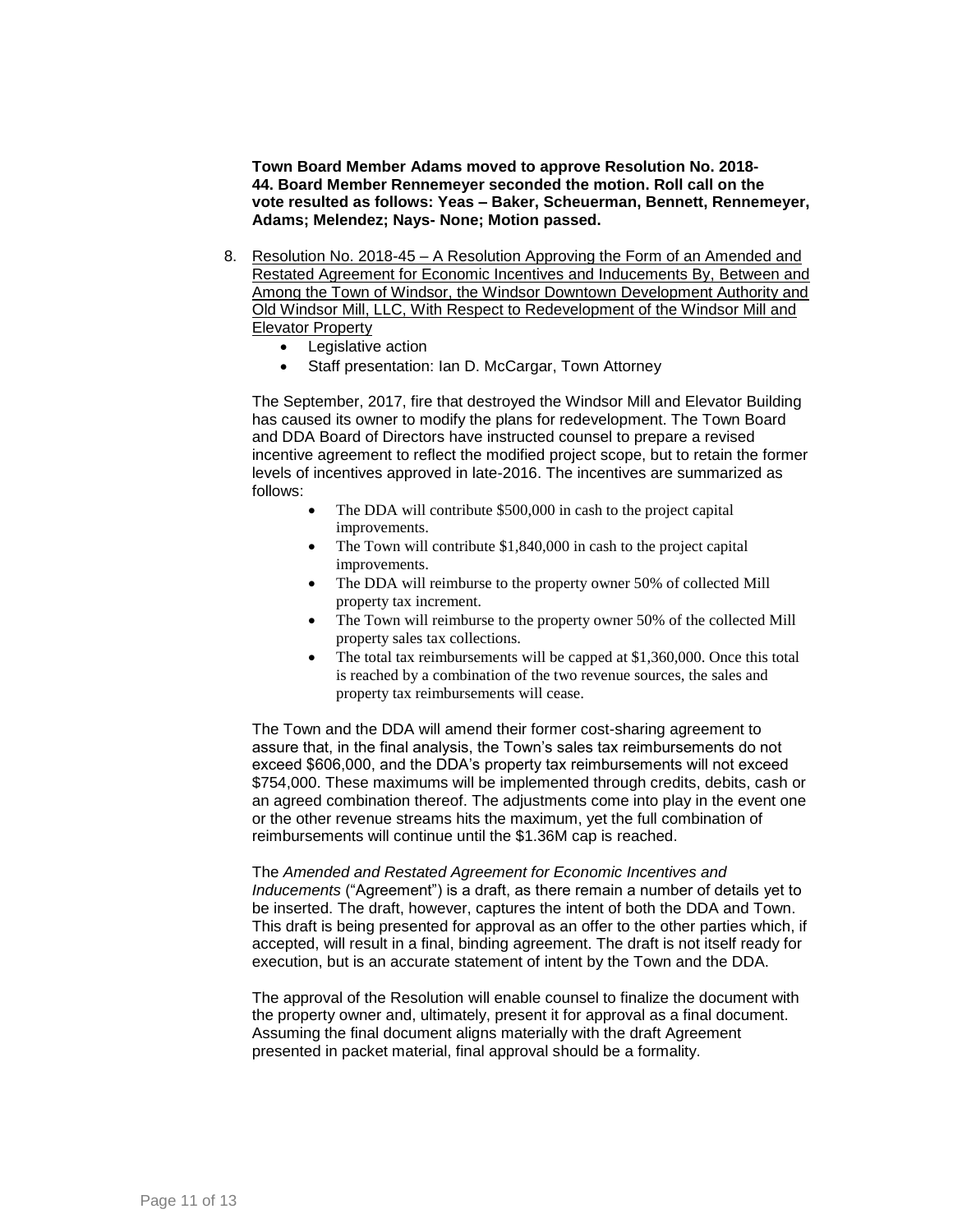**Town Board Member Adams moved to approve Resolution No. 2018-44. Board Member Rennemeyer seconded the motion. Roll call on the vote resulted as follows: Yeas – Baker, Scheuerman, Bennett, Rennemeyer, Adams; Melendez; Nays- None; Motion passed.**

8. Resolution No. 2018-45 – A Resolution Approving the Form of an Amended and Restated Agreement for Economic Incentives and Inducements By, Between and Among the Town of Windsor, the Windsor Downtown Development Authority and Old Windsor Mill, LLC, With Respect to Redevelopment of the Windsor Mill and Elevator Property
   - Legislative action
   - Staff presentation: Ian D. McCargar, Town Attorney

   The September, 2017, fire that destroyed the Windsor Mill and Elevator Building has caused its owner to modify the plans for redevelopment. The Town Board and DDA Board of Directors have instructed counsel to prepare a revised incentive agreement to reflect the modified project scope, but to retain the former levels of incentives approved in late-2016. The incentives are summarized as follows:

   - The DDA will contribute $500,000 in cash to the project capital improvements.
   - The Town will contribute $1,840,000 in cash to the project capital improvements.
   - The DDA will reimburse to the property owner 50% of collected Mill property tax increment.
   - The Town will reimburse to the property owner 50% of the collected Mill property sales tax collections.
   - The total tax reimbursements will be capped at $1,360,000. Once this total is reached by a combination of the two revenue sources, the sales and property tax reimbursements will cease.

   The Town and the DDA will amend their former cost-sharing agreement to assure that, in the final analysis, the Town's sales tax reimbursements do not exceed $606,000, and the DDA's property tax reimbursements will not exceed $754,000. These maximums will be implemented through credits, debits, cash or an agreed combination thereof. The adjustments come into play in the event one or the other revenue streams hits the maximum, yet the full combination of reimbursements will continue until the $1.36M cap is reached.

   The *Amended and Restated Agreement for Economic Incentives and Inducements* ("Agreement") is a draft, as there remain a number of details yet to be inserted. The draft, however, captures the intent of both the DDA and Town. This draft is being presented for approval as an offer to the other parties which, if accepted, will result in a final, binding agreement. The draft is not itself ready for execution, but is an accurate statement of intent by the Town and the DDA.

   The approval of the Resolution will enable counsel to finalize the document with the property owner and, ultimately, present it for approval as a final document. Assuming the final document aligns materially with the draft Agreement presented in packet material, final approval should be a formality.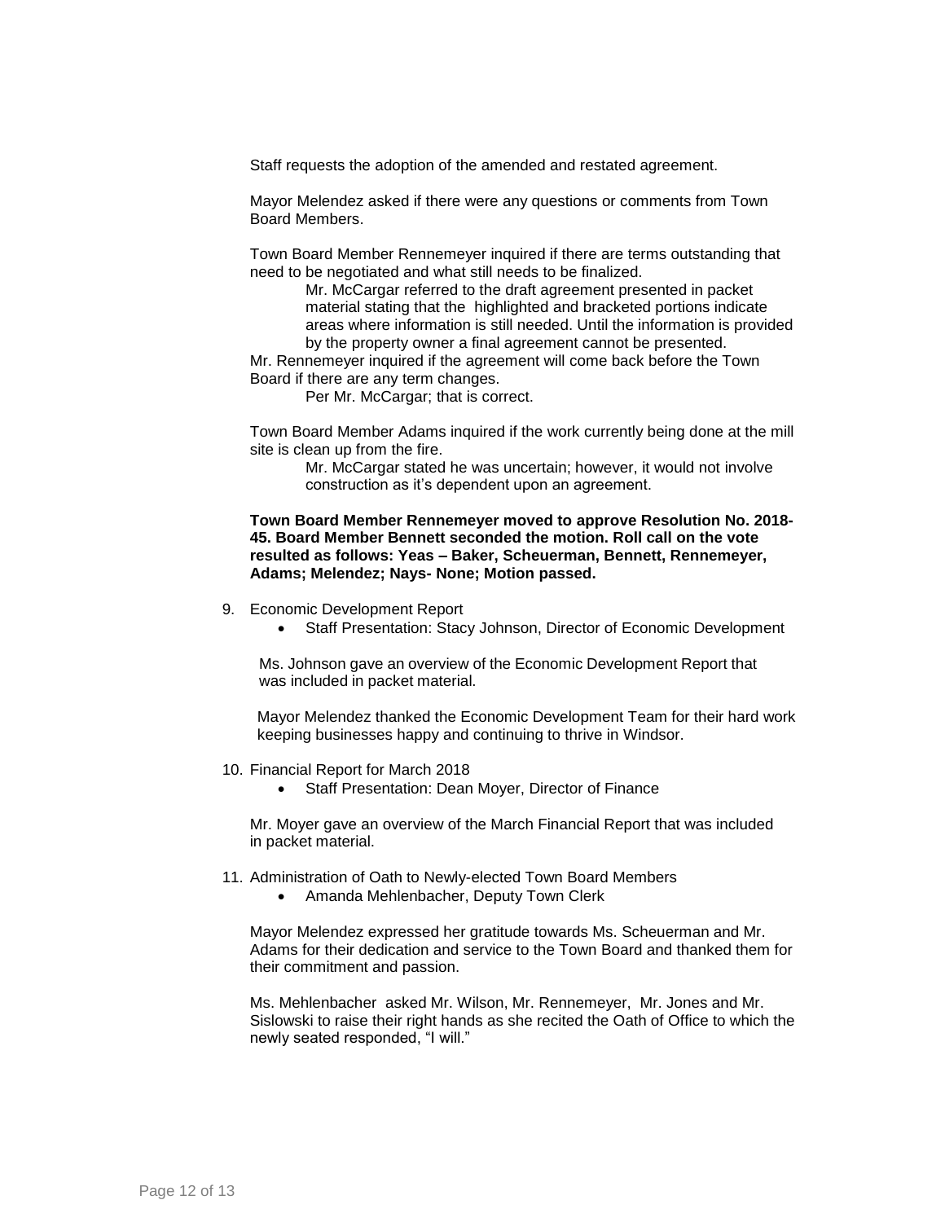Staff requests the adoption of the amended and restated agreement.

Mayor Melendez asked if there were any questions or comments from Town Board Members.

Town Board Member Rennemeyer inquired if there are terms outstanding that need to be negotiated and what still needs to be finalized.

> Mr. McCargar referred to the draft agreement presented in packet material stating that the highlighted and bracketed portions indicate areas where information is still needed. Until the information is provided by the property owner a final agreement cannot be presented.

Mr. Rennemeyer inquired if the agreement will come back before the Town Board if there are any term changes.

> Per Mr. McCargar; that is correct.

Town Board Member Adams inquired if the work currently being done at the mill site is clean up from the fire.

> Mr. McCargar stated he was uncertain; however, it would not involve construction as it's dependent upon an agreement.

**Town Board Member Rennemeyer moved to approve Resolution No. 2018-45. Board Member Bennett seconded the motion. Roll call on the vote resulted as follows: Yeas – Baker, Scheuerman, Bennett, Rennemeyer, Adams; Melendez; Nays- None; Motion passed.**

9. Economic Development Report
   - Staff Presentation: Stacy Johnson, Director of Economic Development

   Ms. Johnson gave an overview of the Economic Development Report that was included in packet material.

   Mayor Melendez thanked the Economic Development Team for their hard work keeping businesses happy and continuing to thrive in Windsor.

10. Financial Report for March 2018
    - Staff Presentation: Dean Moyer, Director of Finance

    Mr. Moyer gave an overview of the March Financial Report that was included in packet material.

11. Administration of Oath to Newly-elected Town Board Members
    - Amanda Mehlenbacher, Deputy Town Clerk

    Mayor Melendez expressed her gratitude towards Ms. Scheuerman and Mr. Adams for their dedication and service to the Town Board and thanked them for their commitment and passion.

    Ms. Mehlenbacher asked Mr. Wilson, Mr. Rennemeyer, Mr. Jones and Mr. Sislowski to raise their right hands as she recited the Oath of Office to which the newly seated responded, "I will."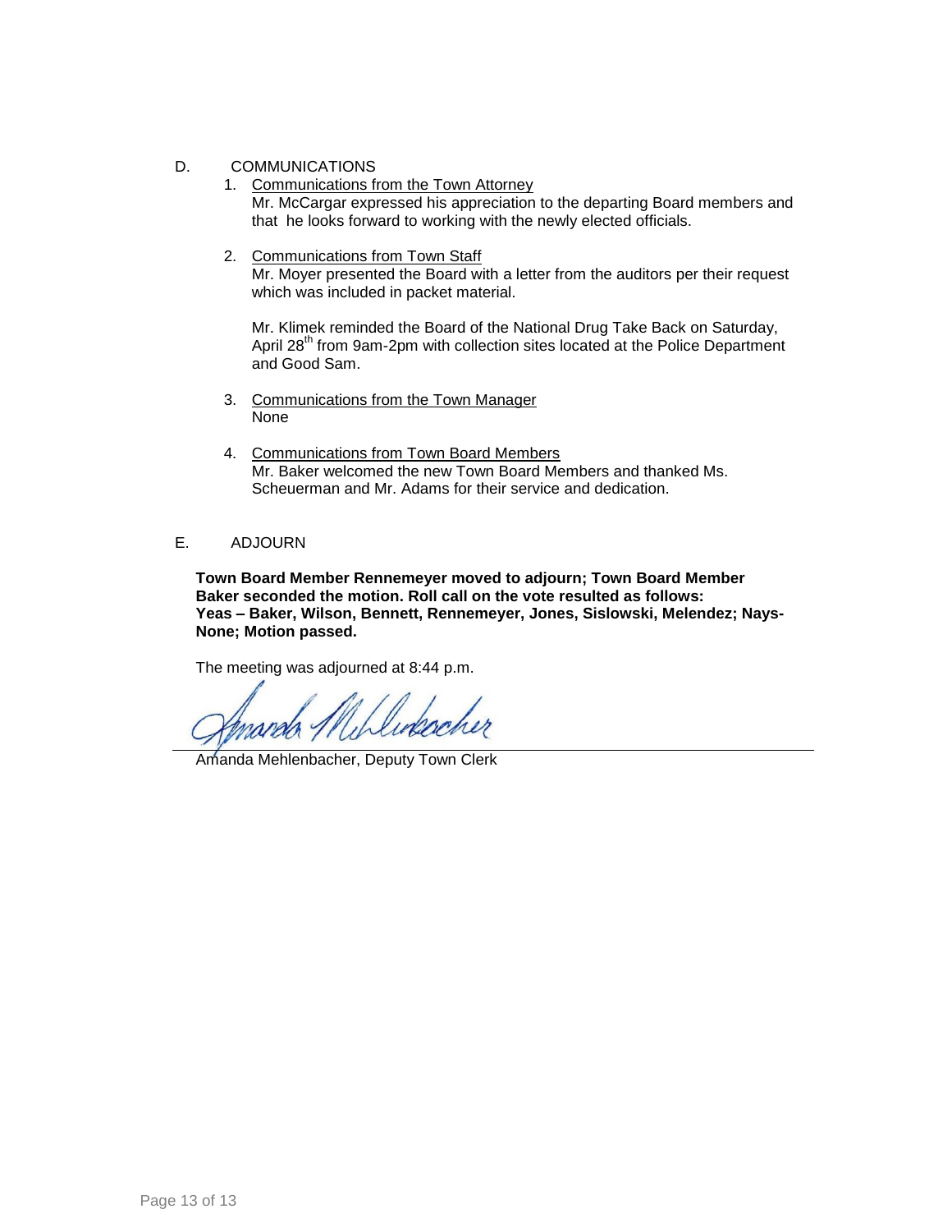D. COMMUNICATIONS

1. Communications from the Town Attorney
   Mr. McCargar expressed his appreciation to the departing Board members and that he looks forward to working with the newly elected officials.

2. Communications from Town Staff
   Mr. Moyer presented the Board with a letter from the auditors per their request which was included in packet material.

   Mr. Klimek reminded the Board of the National Drug Take Back on Saturday, April 28th from 9am-2pm with collection sites located at the Police Department and Good Sam.

3. Communications from the Town Manager
   None

4. Communications from Town Board Members
   Mr. Baker welcomed the new Town Board Members and thanked Ms. Scheuerman and Mr. Adams for their service and dedication.

E. ADJOURN

**Town Board Member Rennemeyer moved to adjourn; Town Board Member Baker seconded the motion. Roll call on the vote resulted as follows: Yeas – Baker, Wilson, Bennett, Rennemeyer, Jones, Sislowski, Melendez; Nays-None; Motion passed.**

The meeting was adjourned at 8:44 p.m.

Amanda Mehlenbacher, Deputy Town Clerk